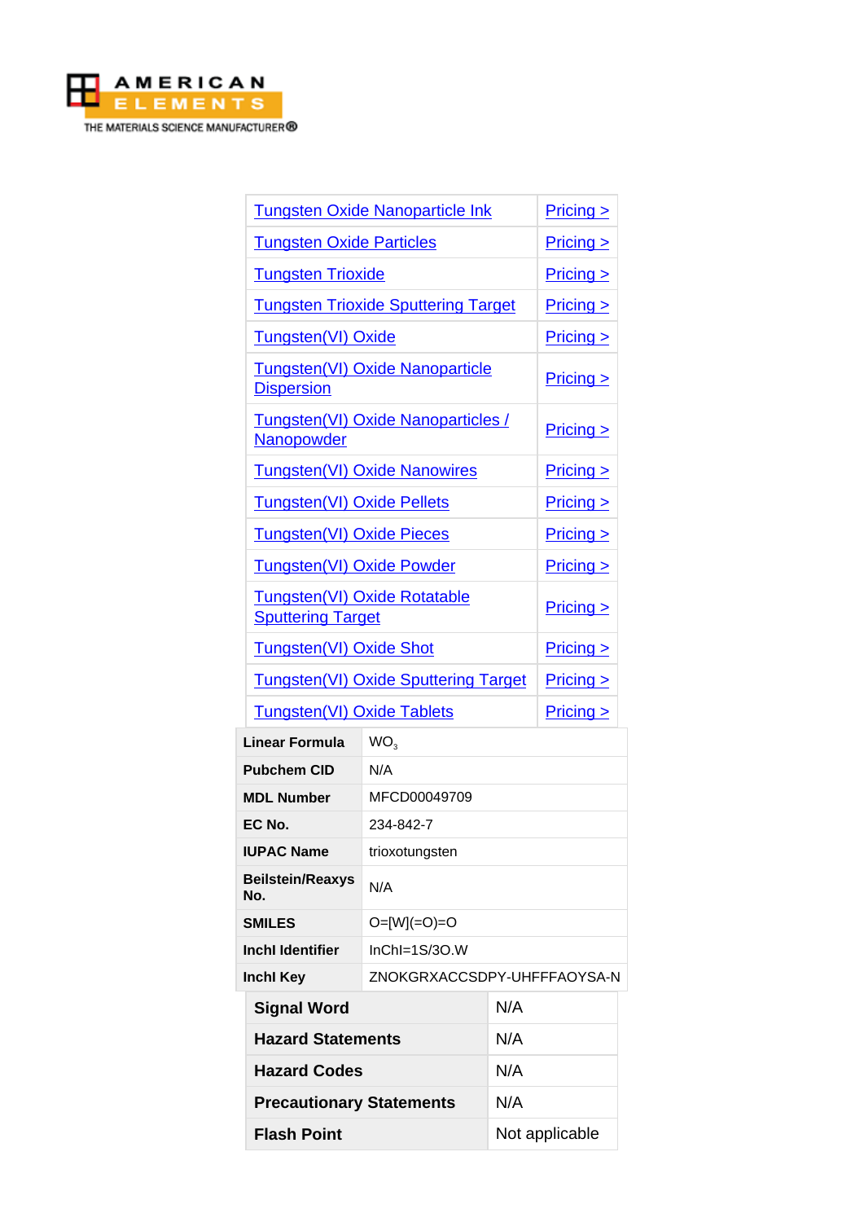AMERICAN ELEMENTS
THE MATERIALS SCIENCE MANUFACTURER®

| | |
|---|---|
| Tungsten Oxide Nanoparticle Ink | Pricing > |
| Tungsten Oxide Particles | Pricing > |
| Tungsten Trioxide | Pricing > |
| Tungsten Trioxide Sputtering Target | Pricing > |
| Tungsten(VI) Oxide | Pricing > |
| Tungsten(VI) Oxide Nanoparticle Dispersion | Pricing > |
| Tungsten(VI) Oxide Nanoparticles / Nanopowder | Pricing > |
| Tungsten(VI) Oxide Nanowires | Pricing > |
| Tungsten(VI) Oxide Pellets | Pricing > |
| Tungsten(VI) Oxide Pieces | Pricing > |
| Tungsten(VI) Oxide Powder | Pricing > |
| Tungsten(VI) Oxide Rotatable Sputtering Target | Pricing > |
| Tungsten(VI) Oxide Shot | Pricing > |
| Tungsten(VI) Oxide Sputtering Target | Pricing > |
| Tungsten(VI) Oxide Tablets | Pricing > |

| | |
|---|---|
| **Linear Formula** | $WO_3$ |
| **Pubchem CID** | N/A |
| **MDL Number** | MFCD00049709 |
| **EC No.** | 234-842-7 |
| **IUPAC Name** | trioxotungsten |
| **Beilstein/Reaxys No.** | N/A |
| **SMILES** | O=[W](=O)=O |
| **Inchl Identifier** | InChI=1S/3O.W |
| **Inchl Key** | ZNOKGRXACCSDPY-UHFFFAOYSA-N |

| | |
|---|---|
| **Signal Word** | N/A |
| **Hazard Statements** | N/A |
| **Hazard Codes** | N/A |
| **Precautionary Statements** | N/A |
| **Flash Point** | Not applicable |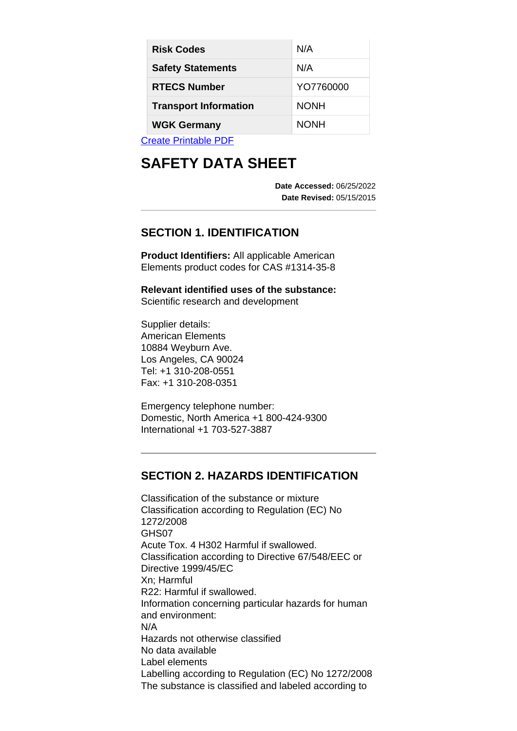| Risk Codes | N/A |
| --- | --- |
| Safety Statements | N/A |
| RTECS Number | YO7760000 |
| Transport Information | NONH |
| WGK Germany | NONH |

Create Printable PDF

# SAFETY DATA SHEET

**Date Accessed:** 06/25/2022
**Date Revised:** 05/15/2015

## SECTION 1. IDENTIFICATION

**Product Identifiers:** All applicable American Elements product codes for CAS #1314-35-8

**Relevant identified uses of the substance:** Scientific research and development

Supplier details:
American Elements
10884 Weyburn Ave.
Los Angeles, CA 90024
Tel: +1 310-208-0551
Fax: +1 310-208-0351

Emergency telephone number:
Domestic, North America +1 800-424-9300
International +1 703-527-3887

## SECTION 2. HAZARDS IDENTIFICATION

Classification of the substance or mixture
Classification according to Regulation (EC) No 1272/2008
GHS07
Acute Tox. 4 H302 Harmful if swallowed.
Classification according to Directive 67/548/EEC or Directive 1999/45/EC
Xn; Harmful
R22: Harmful if swallowed.
Information concerning particular hazards for human and environment:
N/A
Hazards not otherwise classified
No data available
Label elements
Labelling according to Regulation (EC) No 1272/2008
The substance is classified and labeled according to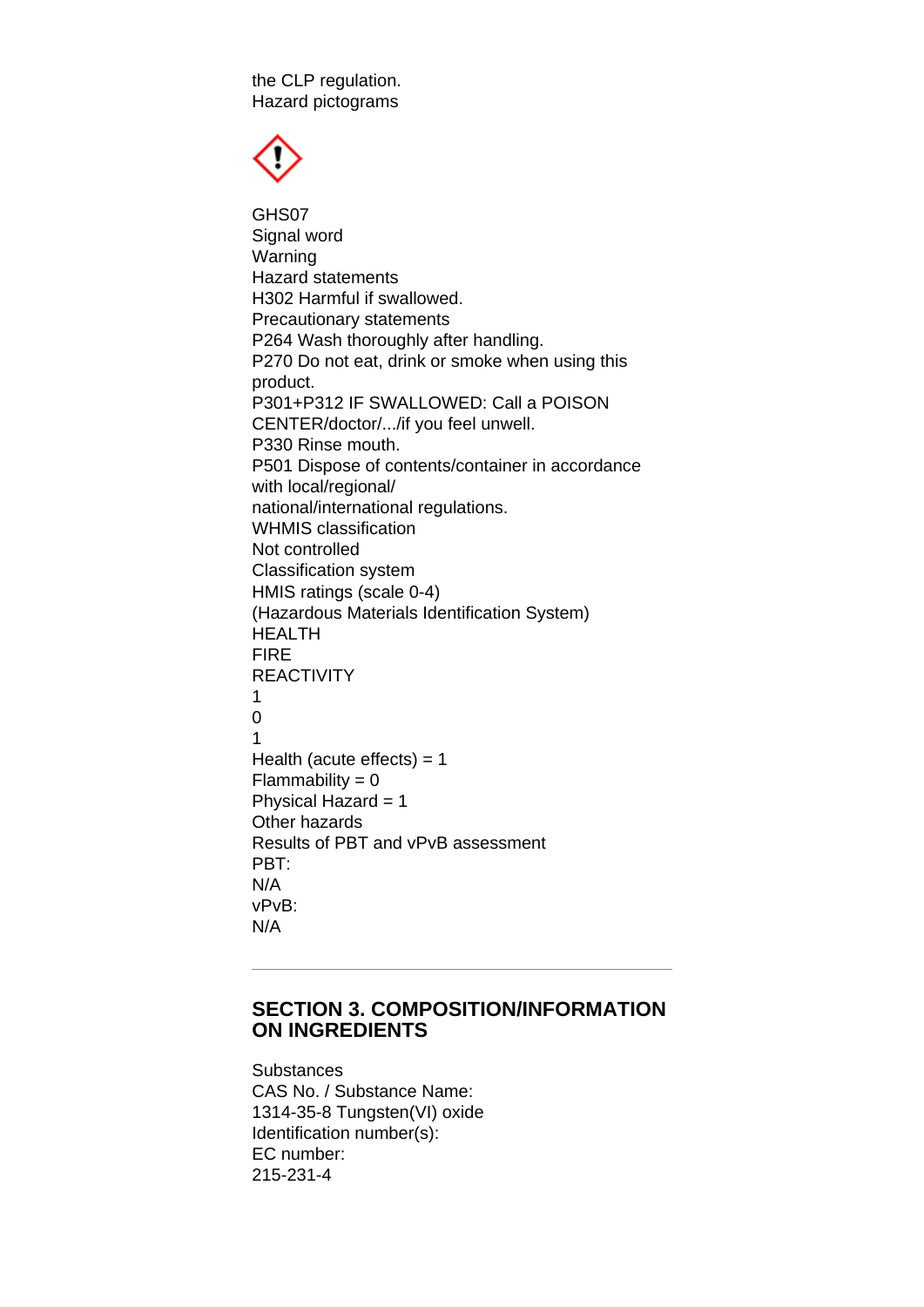the CLP regulation.
Hazard pictograms

GHS07
Signal word
Warning
Hazard statements
H302 Harmful if swallowed.
Precautionary statements
P264 Wash thoroughly after handling.
P270 Do not eat, drink or smoke when using this product.
P301+P312 IF SWALLOWED: Call a POISON CENTER/doctor/.../if you feel unwell.
P330 Rinse mouth.
P501 Dispose of contents/container in accordance with local/regional/
national/international regulations.
WHMIS classification
Not controlled
Classification system
HMIS ratings (scale 0-4)
(Hazardous Materials Identification System)
HEALTH
FIRE
REACTIVITY
1
0
1
Health (acute effects) = 1
Flammability = 0
Physical Hazard = 1
Other hazards
Results of PBT and vPvB assessment
PBT:
N/A
vPvB:
N/A

---

## SECTION 3. COMPOSITION/INFORMATION ON INGREDIENTS

Substances
CAS No. / Substance Name:
1314-35-8 Tungsten(VI) oxide
Identification number(s):
EC number:
215-231-4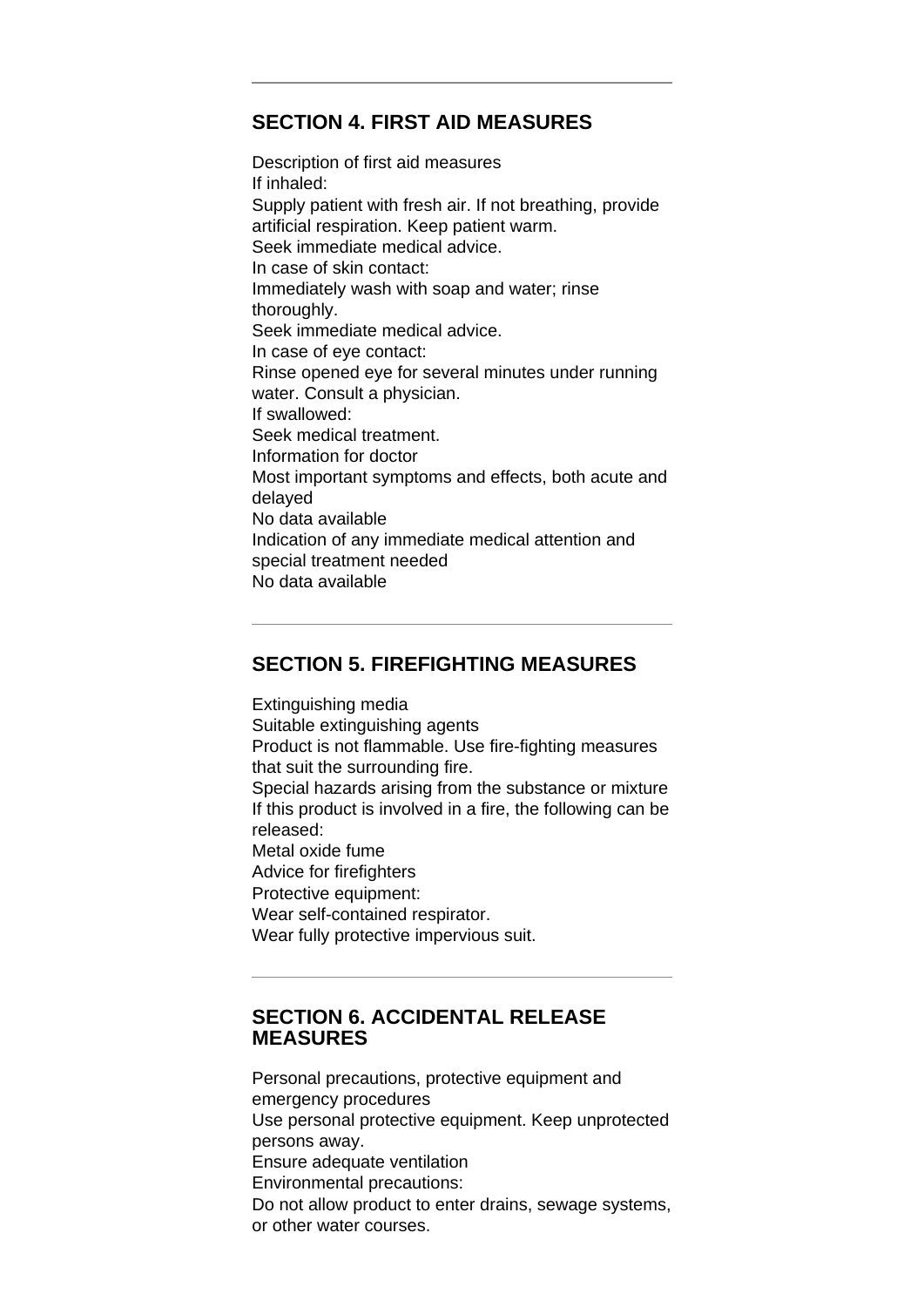## SECTION 4. FIRST AID MEASURES

Description of first aid measures
If inhaled:
Supply patient with fresh air. If not breathing, provide artificial respiration. Keep patient warm.
Seek immediate medical advice.
In case of skin contact:
Immediately wash with soap and water; rinse thoroughly.
Seek immediate medical advice.
In case of eye contact:
Rinse opened eye for several minutes under running water. Consult a physician.
If swallowed:
Seek medical treatment.
Information for doctor
Most important symptoms and effects, both acute and delayed
No data available
Indication of any immediate medical attention and special treatment needed
No data available

---

## SECTION 5. FIREFIGHTING MEASURES

Extinguishing media
Suitable extinguishing agents
Product is not flammable. Use fire-fighting measures that suit the surrounding fire.
Special hazards arising from the substance or mixture
If this product is involved in a fire, the following can be released:
Metal oxide fume
Advice for firefighters
Protective equipment:
Wear self-contained respirator.
Wear fully protective impervious suit.

---

## SECTION 6. ACCIDENTAL RELEASE MEASURES

Personal precautions, protective equipment and emergency procedures
Use personal protective equipment. Keep unprotected persons away.
Ensure adequate ventilation
Environmental precautions:
Do not allow product to enter drains, sewage systems, or other water courses.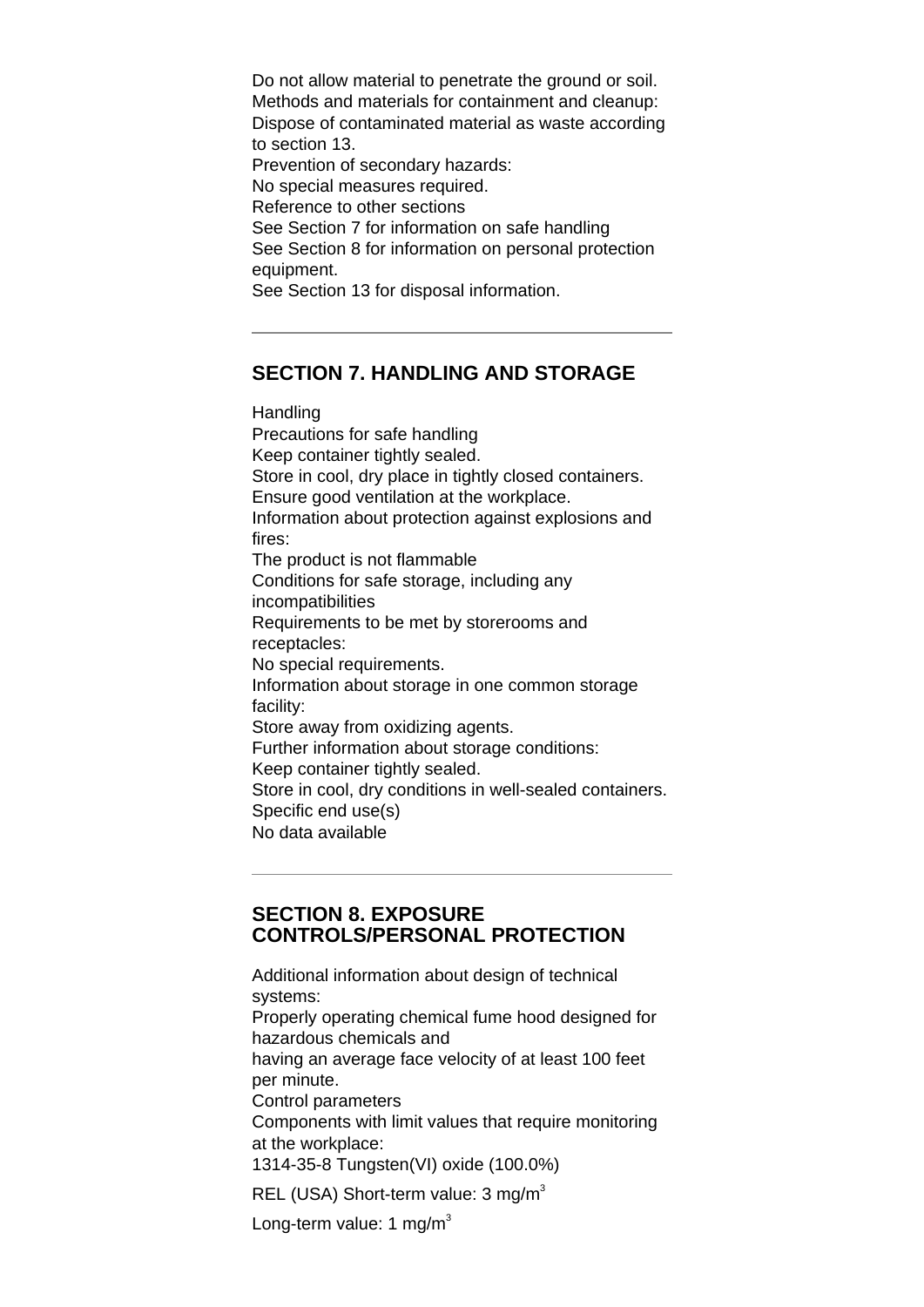Do not allow material to penetrate the ground or soil.
Methods and materials for containment and cleanup:
Dispose of contaminated material as waste according to section 13.
Prevention of secondary hazards:
No special measures required.
Reference to other sections
See Section 7 for information on safe handling
See Section 8 for information on personal protection equipment.
See Section 13 for disposal information.

---

## SECTION 7. HANDLING AND STORAGE

Handling
Precautions for safe handling
Keep container tightly sealed.
Store in cool, dry place in tightly closed containers.
Ensure good ventilation at the workplace.
Information about protection against explosions and fires:
The product is not flammable
Conditions for safe storage, including any incompatibilities
Requirements to be met by storerooms and receptacles:
No special requirements.
Information about storage in one common storage facility:
Store away from oxidizing agents.
Further information about storage conditions:
Keep container tightly sealed.
Store in cool, dry conditions in well-sealed containers.
Specific end use(s)
No data available

---

## SECTION 8. EXPOSURE CONTROLS/PERSONAL PROTECTION

Additional information about design of technical systems:
Properly operating chemical fume hood designed for hazardous chemicals and
having an average face velocity of at least 100 feet per minute.
Control parameters
Components with limit values that require monitoring at the workplace:
1314-35-8 Tungsten(VI) oxide (100.0%)

REL (USA) Short-term value: 3 mg/$m^3$

Long-term value: 1 mg/$m^3$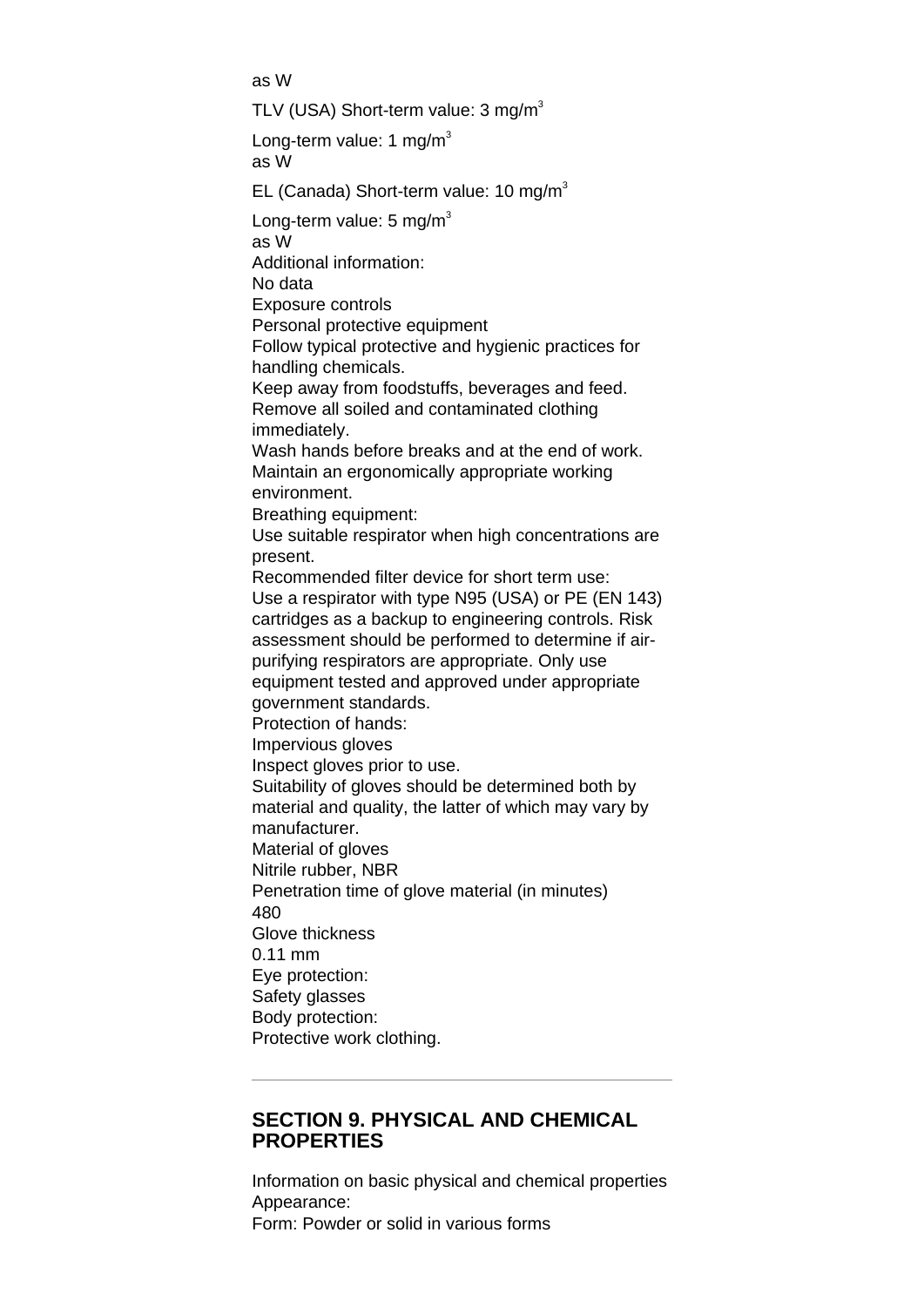as W

TLV (USA) Short-term value: 3 mg/$m^3$

Long-term value: 1 mg/$m^3$
as W

EL (Canada) Short-term value: 10 mg/$m^3$

Long-term value: 5 mg/$m^3$
as W
Additional information:
No data
Exposure controls
Personal protective equipment
Follow typical protective and hygienic practices for handling chemicals.
Keep away from foodstuffs, beverages and feed.
Remove all soiled and contaminated clothing immediately.
Wash hands before breaks and at the end of work.
Maintain an ergonomically appropriate working environment.
Breathing equipment:
Use suitable respirator when high concentrations are present.
Recommended filter device for short term use:
Use a respirator with type N95 (USA) or PE (EN 143) cartridges as a backup to engineering controls. Risk assessment should be performed to determine if air-purifying respirators are appropriate. Only use equipment tested and approved under appropriate government standards.
Protection of hands:
Impervious gloves
Inspect gloves prior to use.
Suitability of gloves should be determined both by material and quality, the latter of which may vary by manufacturer.
Material of gloves
Nitrile rubber, NBR
Penetration time of glove material (in minutes)
480
Glove thickness
0.11 mm
Eye protection:
Safety glasses
Body protection:
Protective work clothing.

---

## SECTION 9. PHYSICAL AND CHEMICAL PROPERTIES

Information on basic physical and chemical properties
Appearance:
Form: Powder or solid in various forms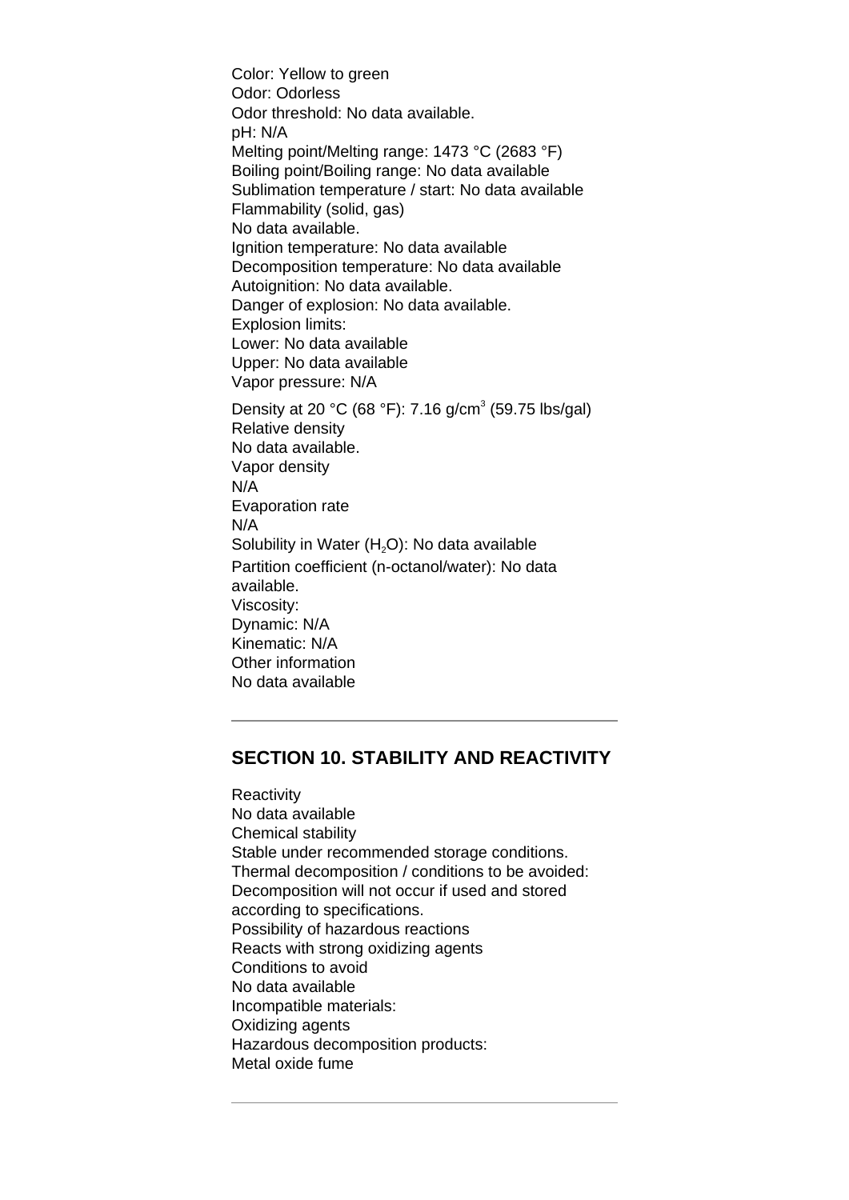Color: Yellow to green
Odor: Odorless
Odor threshold: No data available.
pH: N/A
Melting point/Melting range: 1473 °C (2683 °F)
Boiling point/Boiling range: No data available
Sublimation temperature / start: No data available
Flammability (solid, gas)
No data available.
Ignition temperature: No data available
Decomposition temperature: No data available
Autoignition: No data available.
Danger of explosion: No data available.
Explosion limits:
Lower: No data available
Upper: No data available
Vapor pressure: N/A

Density at 20 °C (68 °F): 7.16 g/$cm^3$ (59.75 lbs/gal)
Relative density
No data available.
Vapor density
N/A
Evaporation rate
N/A
Solubility in Water ($H_2O$): No data available
Partition coefficient (n-octanol/water): No data available.
Viscosity:
Dynamic: N/A
Kinematic: N/A
Other information
No data available

---

## SECTION 10. STABILITY AND REACTIVITY

Reactivity
No data available
Chemical stability
Stable under recommended storage conditions.
Thermal decomposition / conditions to be avoided:
Decomposition will not occur if used and stored according to specifications.
Possibility of hazardous reactions
Reacts with strong oxidizing agents
Conditions to avoid
No data available
Incompatible materials:
Oxidizing agents
Hazardous decomposition products:
Metal oxide fume

---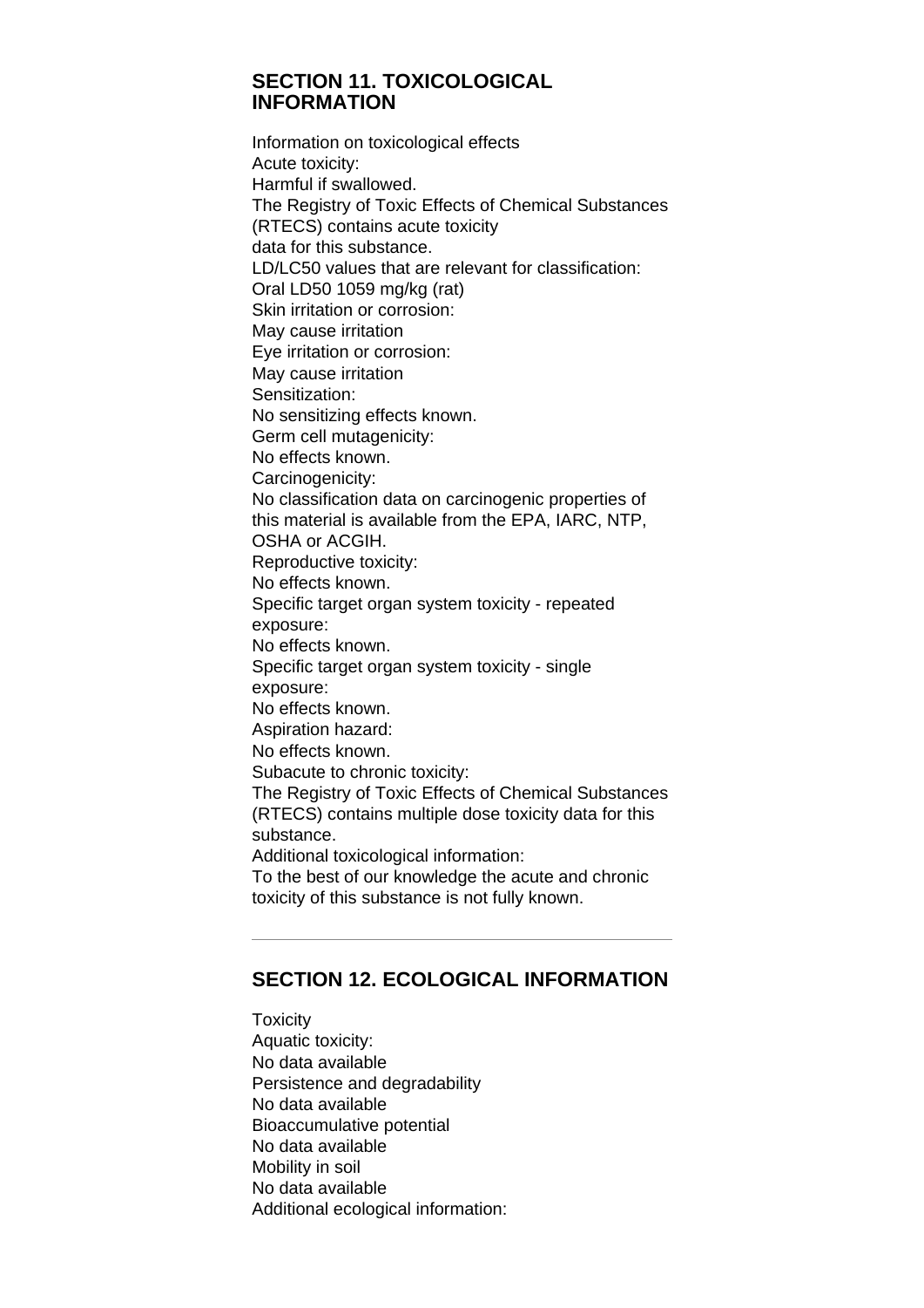## SECTION 11. TOXICOLOGICAL INFORMATION

Information on toxicological effects
Acute toxicity:
Harmful if swallowed.
The Registry of Toxic Effects of Chemical Substances (RTECS) contains acute toxicity data for this substance.
LD/LC50 values that are relevant for classification:
Oral LD50 1059 mg/kg (rat)
Skin irritation or corrosion:
May cause irritation
Eye irritation or corrosion:
May cause irritation
Sensitization:
No sensitizing effects known.
Germ cell mutagenicity:
No effects known.
Carcinogenicity:
No classification data on carcinogenic properties of this material is available from the EPA, IARC, NTP, OSHA or ACGIH.
Reproductive toxicity:
No effects known.
Specific target organ system toxicity - repeated exposure:
No effects known.
Specific target organ system toxicity - single exposure:
No effects known.
Aspiration hazard:
No effects known.
Subacute to chronic toxicity:
The Registry of Toxic Effects of Chemical Substances (RTECS) contains multiple dose toxicity data for this substance.
Additional toxicological information:
To the best of our knowledge the acute and chronic toxicity of this substance is not fully known.

---

## SECTION 12. ECOLOGICAL INFORMATION

Toxicity
Aquatic toxicity:
No data available
Persistence and degradability
No data available
Bioaccumulative potential
No data available
Mobility in soil
No data available
Additional ecological information: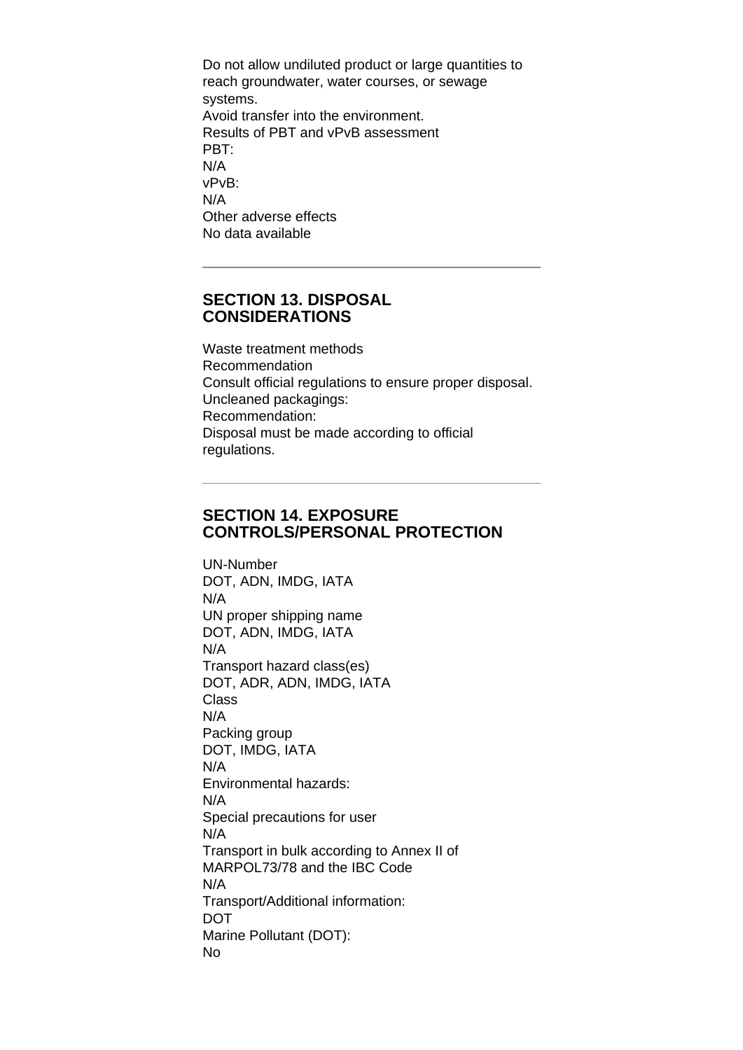Do not allow undiluted product or large quantities to reach groundwater, water courses, or sewage systems.
Avoid transfer into the environment.
Results of PBT and vPvB assessment
PBT:
N/A
vPvB:
N/A
Other adverse effects
No data available

---

## SECTION 13. DISPOSAL CONSIDERATIONS

Waste treatment methods
Recommendation
Consult official regulations to ensure proper disposal.
Uncleaned packagings:
Recommendation:
Disposal must be made according to official regulations.

---

## SECTION 14. EXPOSURE CONTROLS/PERSONAL PROTECTION

UN-Number
DOT, ADN, IMDG, IATA
N/A
UN proper shipping name
DOT, ADN, IMDG, IATA
N/A
Transport hazard class(es)
DOT, ADR, ADN, IMDG, IATA
Class
N/A
Packing group
DOT, IMDG, IATA
N/A
Environmental hazards:
N/A
Special precautions for user
N/A
Transport in bulk according to Annex II of MARPOL73/78 and the IBC Code
N/A
Transport/Additional information:
DOT
Marine Pollutant (DOT):
No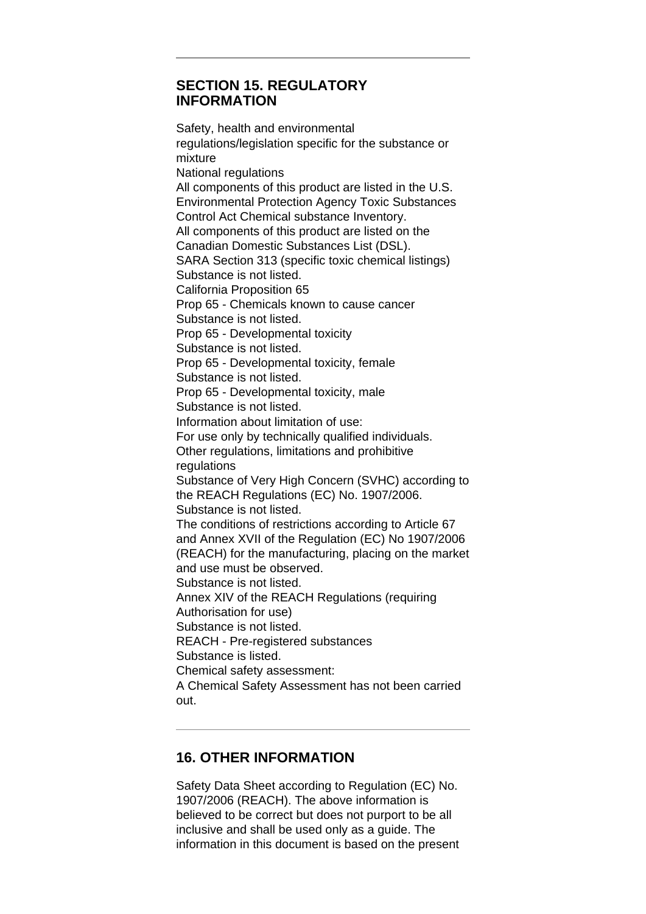## SECTION 15. REGULATORY INFORMATION

Safety, health and environmental regulations/legislation specific for the substance or mixture

National regulations

All components of this product are listed in the U.S. Environmental Protection Agency Toxic Substances Control Act Chemical substance Inventory.

All components of this product are listed on the Canadian Domestic Substances List (DSL).

SARA Section 313 (specific toxic chemical listings)

Substance is not listed.

California Proposition 65

Prop 65 - Chemicals known to cause cancer

Substance is not listed.

Prop 65 - Developmental toxicity

Substance is not listed.

Prop 65 - Developmental toxicity, female

Substance is not listed.

Prop 65 - Developmental toxicity, male

Substance is not listed.

Information about limitation of use:

For use only by technically qualified individuals.

Other regulations, limitations and prohibitive regulations

Substance of Very High Concern (SVHC) according to the REACH Regulations (EC) No. 1907/2006.

Substance is not listed.

The conditions of restrictions according to Article 67 and Annex XVII of the Regulation (EC) No 1907/2006 (REACH) for the manufacturing, placing on the market and use must be observed.

Substance is not listed.

Annex XIV of the REACH Regulations (requiring Authorisation for use)

Substance is not listed.

REACH - Pre-registered substances

Substance is listed.

Chemical safety assessment:

A Chemical Safety Assessment has not been carried out.

## 16. OTHER INFORMATION

Safety Data Sheet according to Regulation (EC) No. 1907/2006 (REACH). The above information is believed to be correct but does not purport to be all inclusive and shall be used only as a guide. The information in this document is based on the present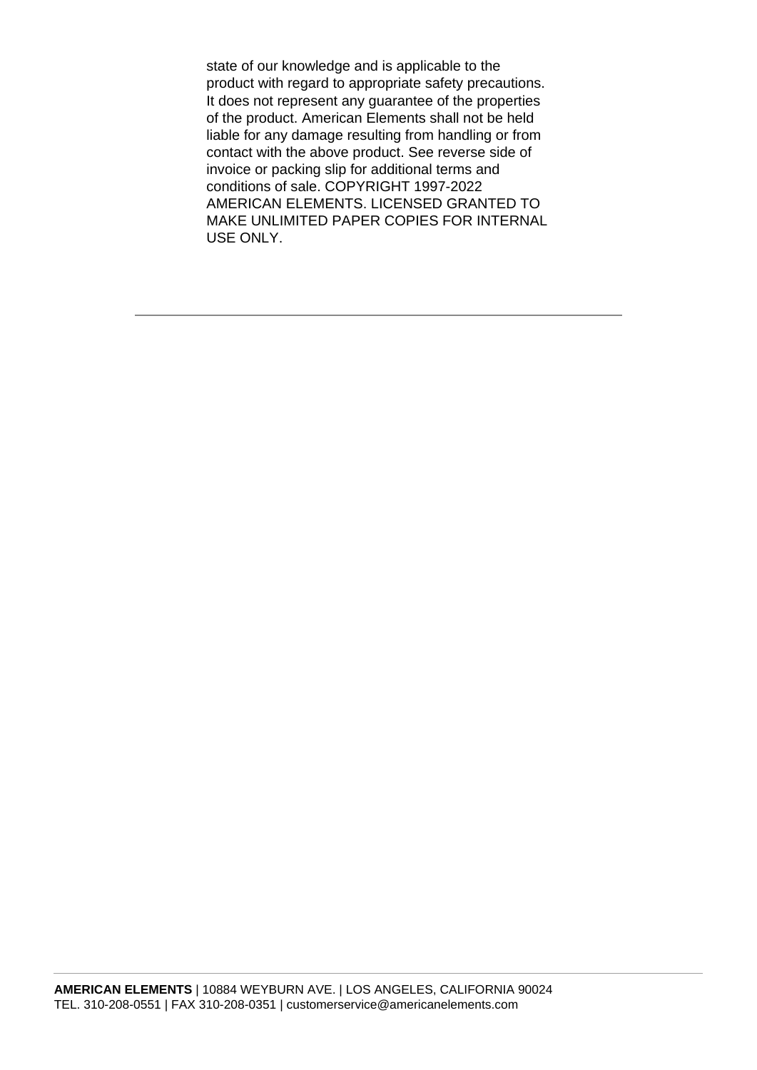state of our knowledge and is applicable to the product with regard to appropriate safety precautions. It does not represent any guarantee of the properties of the product. American Elements shall not be held liable for any damage resulting from handling or from contact with the above product. See reverse side of invoice or packing slip for additional terms and conditions of sale. COPYRIGHT 1997-2022 AMERICAN ELEMENTS. LICENSED GRANTED TO MAKE UNLIMITED PAPER COPIES FOR INTERNAL USE ONLY.

---